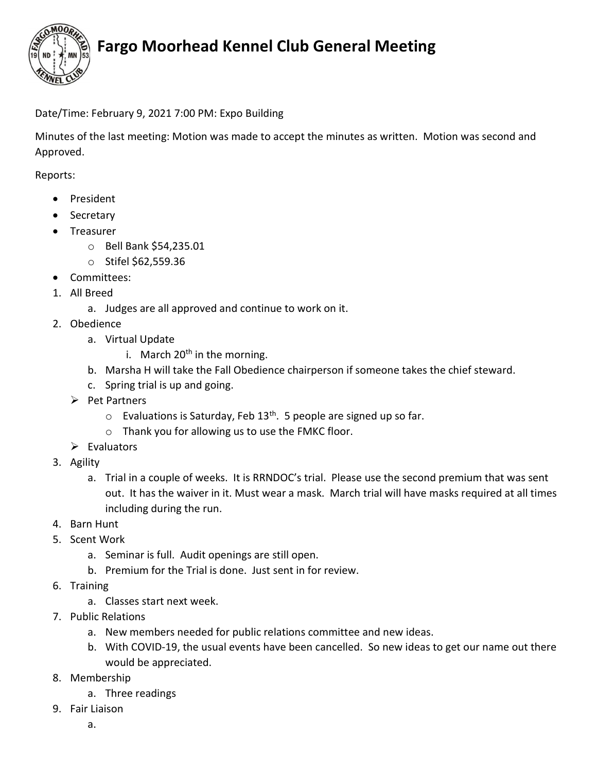# Fargo Moorhead Kennel Club General Meeting

Date/Time: February 9, 2021 7:00 PM: Expo Building

Minutes of the last meeting: Motion was made to accept the minutes as written. Motion was second and Approved.

Reports:

- President
- Secretary
- Treasurer
  - Bell Bank $54,235.01
  - Stifel $62,559.36
- Committees:

1. All Breed
   a. Judges are all approved and continue to work on it.
2. Obedience
   a. Virtual Update
      i. March 20th in the morning.
   b. Marsha H will take the Fall Obedience chairperson if someone takes the chief steward.
   c. Spring trial is up and going.
   - Pet Partners
     - Evaluations is Saturday, Feb 13th. 5 people are signed up so far.
     - Thank you for allowing us to use the FMKC floor.
   - Evaluators
3. Agility
   a. Trial in a couple of weeks. It is RRNDOC's trial. Please use the second premium that was sent out. It has the waiver in it. Must wear a mask. March trial will have masks required at all times including during the run.
4. Barn Hunt
5. Scent Work
   a. Seminar is full. Audit openings are still open.
   b. Premium for the Trial is done. Just sent in for review.
6. Training
   a. Classes start next week.
7. Public Relations
   a. New members needed for public relations committee and new ideas.
   b. With COVID-19, the usual events have been cancelled. So new ideas to get our name out there would be appreciated.
8. Membership
   a. Three readings
9. Fair Liaison
   a.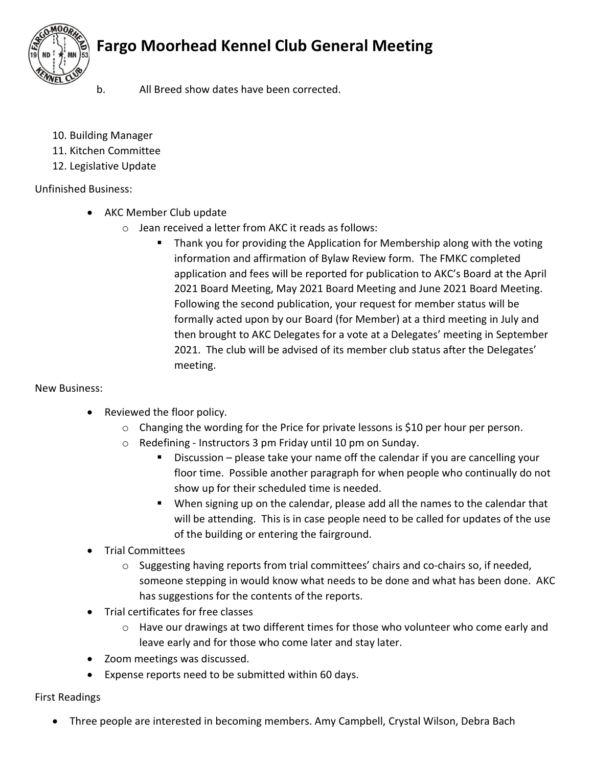b. All Breed show dates have been corrected.

10. Building Manager
11. Kitchen Committee
12. Legislative Update

Unfinished Business:

- AKC Member Club update
    - Jean received a letter from AKC it reads as follows:
        - Thank you for providing the Application for Membership along with the voting information and affirmation of Bylaw Review form. The FMKC completed application and fees will be reported for publication to AKC's Board at the April 2021 Board Meeting, May 2021 Board Meeting and June 2021 Board Meeting. Following the second publication, your request for member status will be formally acted upon by our Board (for Member) at a third meeting in July and then brought to AKC Delegates for a vote at a Delegates' meeting in September 2021. The club will be advised of its member club status after the Delegates' meeting.

New Business:

- Reviewed the floor policy.
    - Changing the wording for the Price for private lessons is $10 per hour per person.
    - Redefining - Instructors 3 pm Friday until 10 pm on Sunday.
        - Discussion – please take your name off the calendar if you are cancelling your floor time. Possible another paragraph for when people who continually do not show up for their scheduled time is needed.
        - When signing up on the calendar, please add all the names to the calendar that will be attending. This is in case people need to be called for updates of the use of the building or entering the fairground.
- Trial Committees
    - Suggesting having reports from trial committees' chairs and co-chairs so, if needed, someone stepping in would know what needs to be done and what has been done. AKC has suggestions for the contents of the reports.
- Trial certificates for free classes
    - Have our drawings at two different times for those who volunteer who come early and leave early and for those who come later and stay later.
- Zoom meetings was discussed.
- Expense reports need to be submitted within 60 days.

First Readings

- Three people are interested in becoming members. Amy Campbell, Crystal Wilson, Debra Bach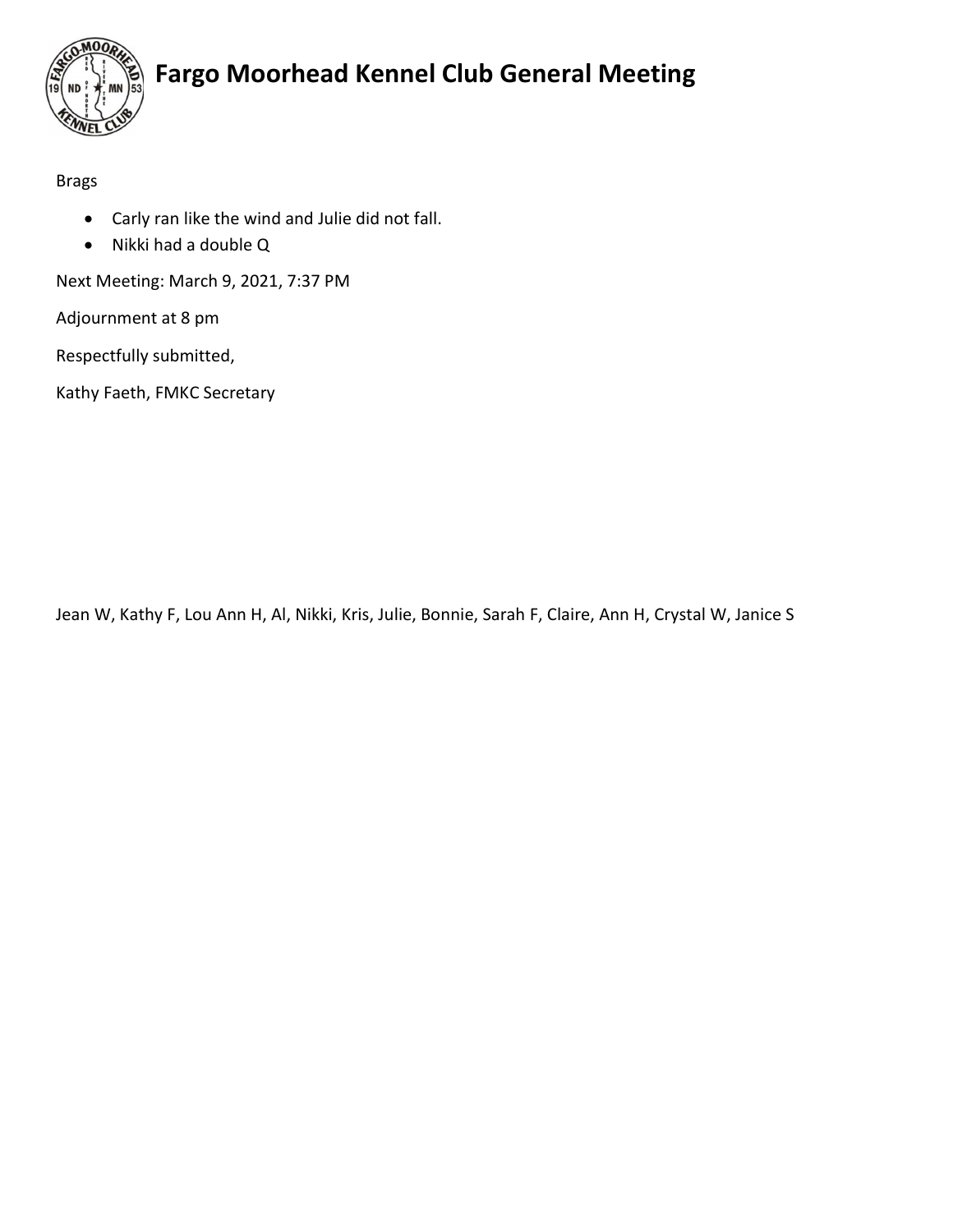# Fargo Moorhead Kennel Club General Meeting

Brags

- Carly ran like the wind and Julie did not fall.
- Nikki had a double Q

Next Meeting: March 9, 2021, 7:37 PM

Adjournment at 8 pm

Respectfully submitted,

Kathy Faeth, FMKC Secretary

Jean W, Kathy F, Lou Ann H, Al, Nikki, Kris, Julie, Bonnie, Sarah F, Claire, Ann H, Crystal W, Janice S